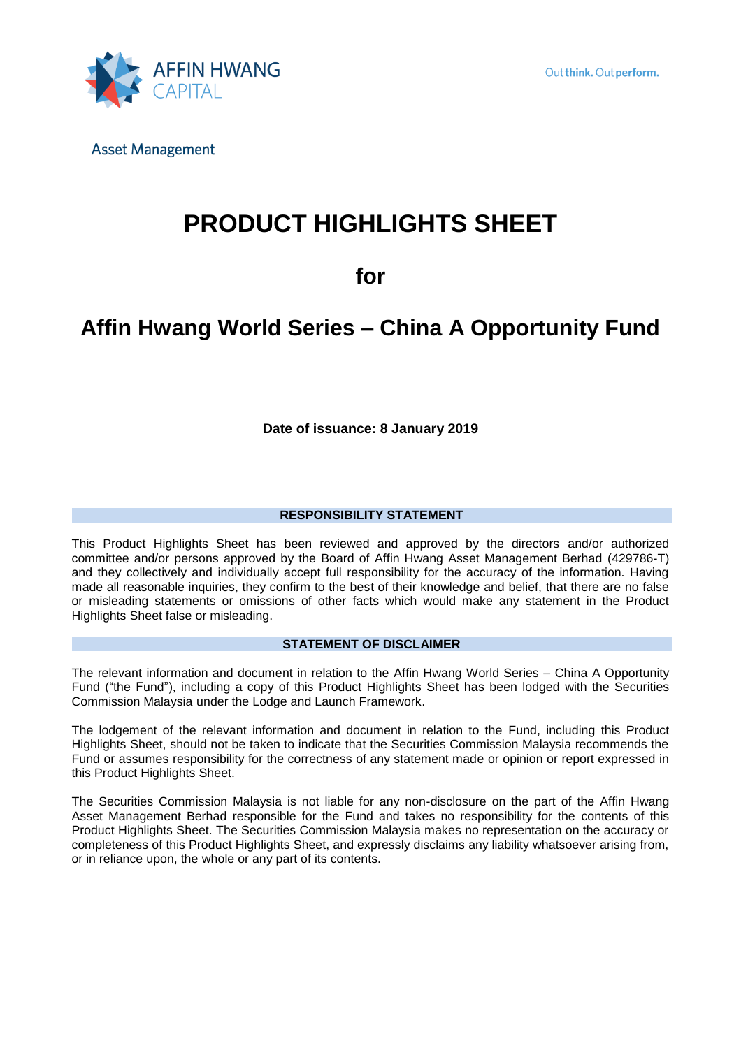AFFIN HWANG CAPITAL

Outthink. Outperform.

Asset Management

# PRODUCT HIGHLIGHTS SHEET

## for

# Affin Hwang World Series – China A Opportunity Fund

**Date of issuance: 8 January 2019**

### RESPONSIBILITY STATEMENT

This Product Highlights Sheet has been reviewed and approved by the directors and/or authorized committee and/or persons approved by the Board of Affin Hwang Asset Management Berhad (429786-T) and they collectively and individually accept full responsibility for the accuracy of the information. Having made all reasonable inquiries, they confirm to the best of their knowledge and belief, that there are no false or misleading statements or omissions of other facts which would make any statement in the Product Highlights Sheet false or misleading.

### STATEMENT OF DISCLAIMER

The relevant information and document in relation to the Affin Hwang World Series – China A Opportunity Fund ("the Fund"), including a copy of this Product Highlights Sheet has been lodged with the Securities Commission Malaysia under the Lodge and Launch Framework.

The lodgement of the relevant information and document in relation to the Fund, including this Product Highlights Sheet, should not be taken to indicate that the Securities Commission Malaysia recommends the Fund or assumes responsibility for the correctness of any statement made or opinion or report expressed in this Product Highlights Sheet.

The Securities Commission Malaysia is not liable for any non-disclosure on the part of the Affin Hwang Asset Management Berhad responsible for the Fund and takes no responsibility for the contents of this Product Highlights Sheet. The Securities Commission Malaysia makes no representation on the accuracy or completeness of this Product Highlights Sheet, and expressly disclaims any liability whatsoever arising from, or in reliance upon, the whole or any part of its contents.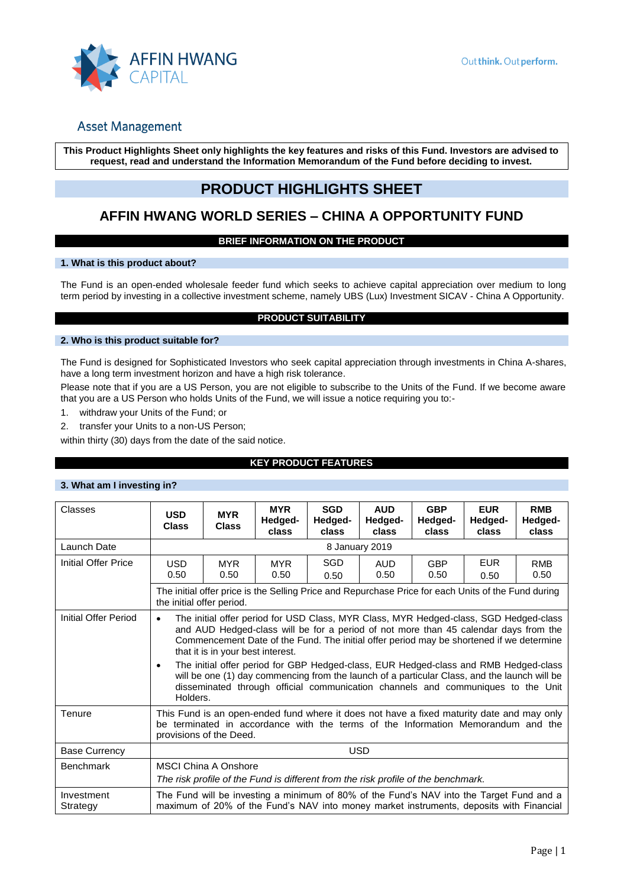# AFFIN HWANG CAPITAL

Outthink. Outperform.

## Asset Management

**This Product Highlights Sheet only highlights the key features and risks of this Fund. Investors are advised to request, read and understand the Information Memorandum of the Fund before deciding to invest.**

# PRODUCT HIGHLIGHTS SHEET

## AFFIN HWANG WORLD SERIES – CHINA A OPPORTUNITY FUND

### BRIEF INFORMATION ON THE PRODUCT

#### 1. What is this product about?

The Fund is an open-ended wholesale feeder fund which seeks to achieve capital appreciation over medium to long term period by investing in a collective investment scheme, namely UBS (Lux) Investment SICAV - China A Opportunity.

### PRODUCT SUITABILITY

#### 2. Who is this product suitable for?

The Fund is designed for Sophisticated Investors who seek capital appreciation through investments in China A-shares, have a long term investment horizon and have a high risk tolerance.

Please note that if you are a US Person, you are not eligible to subscribe to the Units of the Fund. If we become aware that you are a US Person who holds Units of the Fund, we will issue a notice requiring you to:-

1. withdraw your Units of the Fund; or
2. transfer your Units to a non-US Person;

within thirty (30) days from the date of the said notice.

### KEY PRODUCT FEATURES

#### 3. What am I investing in?

| Classes | **USD Class** | **MYR Class** | **MYR Hedged-class** | **SGD Hedged-class** | **AUD Hedged-class** | **GBP Hedged-class** | **EUR Hedged-class** | **RMB Hedged-class** |
|---|---|---|---|---|---|---|---|---|
| Launch Date | 8 January 2019 | | | | | | | |
| Initial Offer Price | USD 0.50 | MYR 0.50 | MYR 0.50 | SGD 0.50 | AUD 0.50 | GBP 0.50 | EUR 0.50 | RMB 0.50 |
| | The initial offer price is the Selling Price and Repurchase Price for each Units of the Fund during the initial offer period. | | | | | | | |
| Initial Offer Period | • The initial offer period for USD Class, MYR Class, MYR Hedged-class, SGD Hedged-class and AUD Hedged-class will be for a period of not more than 45 calendar days from the Commencement Date of the Fund. The initial offer period may be shortened if we determine that it is in your best interest. • The initial offer period for GBP Hedged-class, EUR Hedged-class and RMB Hedged-class will be one (1) day commencing from the launch of a particular Class, and the launch will be disseminated through official communication channels and communiques to the Unit Holders. | | | | | | | |
| Tenure | This Fund is an open-ended fund where it does not have a fixed maturity date and may only be terminated in accordance with the terms of the Information Memorandum and the provisions of the Deed. | | | | | | | |
| Base Currency | USD | | | | | | | |
| Benchmark | MSCI China A Onshore *The risk profile of the Fund is different from the risk profile of the benchmark.* | | | | | | | |
| Investment Strategy | The Fund will be investing a minimum of 80% of the Fund's NAV into the Target Fund and a maximum of 20% of the Fund's NAV into money market instruments, deposits with Financial | | | | | | | |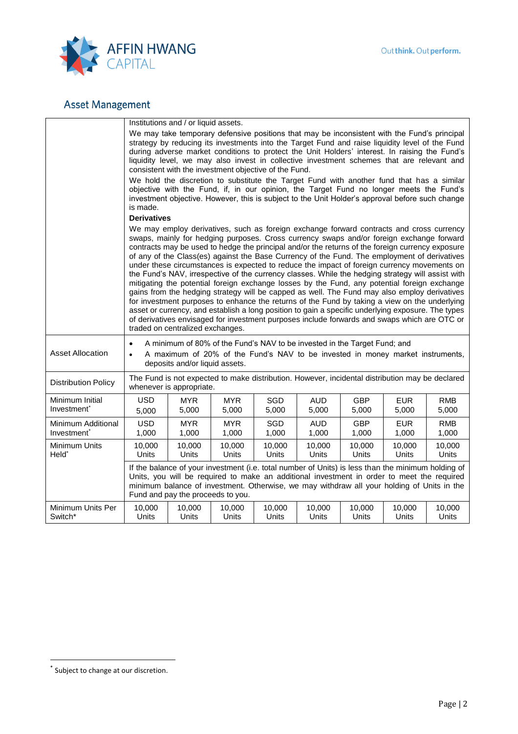## Asset Management

| | | | | | | | | |
|---|---|---|---|---|---|---|---|---|
| | Institutions and / or liquid assets.<br>We may take temporary defensive positions that may be inconsistent with the Fund's principal strategy by reducing its investments into the Target Fund and raise liquidity level of the Fund during adverse market conditions to protect the Unit Holders' interest. In raising the Fund's liquidity level, we may also invest in collective investment schemes that are relevant and consistent with the investment objective of the Fund.<br>We hold the discretion to substitute the Target Fund with another fund that has a similar objective with the Fund, if, in our opinion, the Target Fund no longer meets the Fund's investment objective. However, this is subject to the Unit Holder's approval before such change is made.<br>**Derivatives**<br>We may employ derivatives, such as foreign exchange forward contracts and cross currency swaps, mainly for hedging purposes. Cross currency swaps and/or foreign exchange forward contracts may be used to hedge the principal and/or the returns of the foreign currency exposure of any of the Class(es) against the Base Currency of the Fund. The employment of derivatives under these circumstances is expected to reduce the impact of foreign currency movements on the Fund's NAV, irrespective of the currency classes. While the hedging strategy will assist with mitigating the potential foreign exchange losses by the Fund, any potential foreign exchange gains from the hedging strategy will be capped as well. The Fund may also employ derivatives for investment purposes to enhance the returns of the Fund by taking a view on the underlying asset or currency, and establish a long position to gain a specific underlying exposure. The types of derivatives envisaged for investment purposes include forwards and swaps which are OTC or traded on centralized exchanges. | | | | | | | |
| Asset Allocation | • A minimum of 80% of the Fund's NAV to be invested in the Target Fund; and<br>• A maximum of 20% of the Fund's NAV to be invested in money market instruments, deposits and/or liquid assets. | | | | | | | |
| Distribution Policy | The Fund is not expected to make distribution. However, incidental distribution may be declared whenever is appropriate. | | | | | | | |
| Minimum Initial Investment* | USD 5,000 | MYR 5,000 | MYR 5,000 | SGD 5,000 | AUD 5,000 | GBP 5,000 | EUR 5,000 | RMB 5,000 |
| Minimum Additional Investment* | USD 1,000 | MYR 1,000 | MYR 1,000 | SGD 1,000 | AUD 1,000 | GBP 1,000 | EUR 1,000 | RMB 1,000 |
| Minimum Units Held* | 10,000 Units | 10,000 Units | 10,000 Units | 10,000 Units | 10,000 Units | 10,000 Units | 10,000 Units | 10,000 Units |
| | If the balance of your investment (i.e. total number of Units) is less than the minimum holding of Units, you will be required to make an additional investment in order to meet the required minimum balance of investment. Otherwise, we may withdraw all your holding of Units in the Fund and pay the proceeds to you. | | | | | | | |
| Minimum Units Per Switch* | 10,000 Units | 10,000 Units | 10,000 Units | 10,000 Units | 10,000 Units | 10,000 Units | 10,000 Units | 10,000 Units |

* Subject to change at our discretion.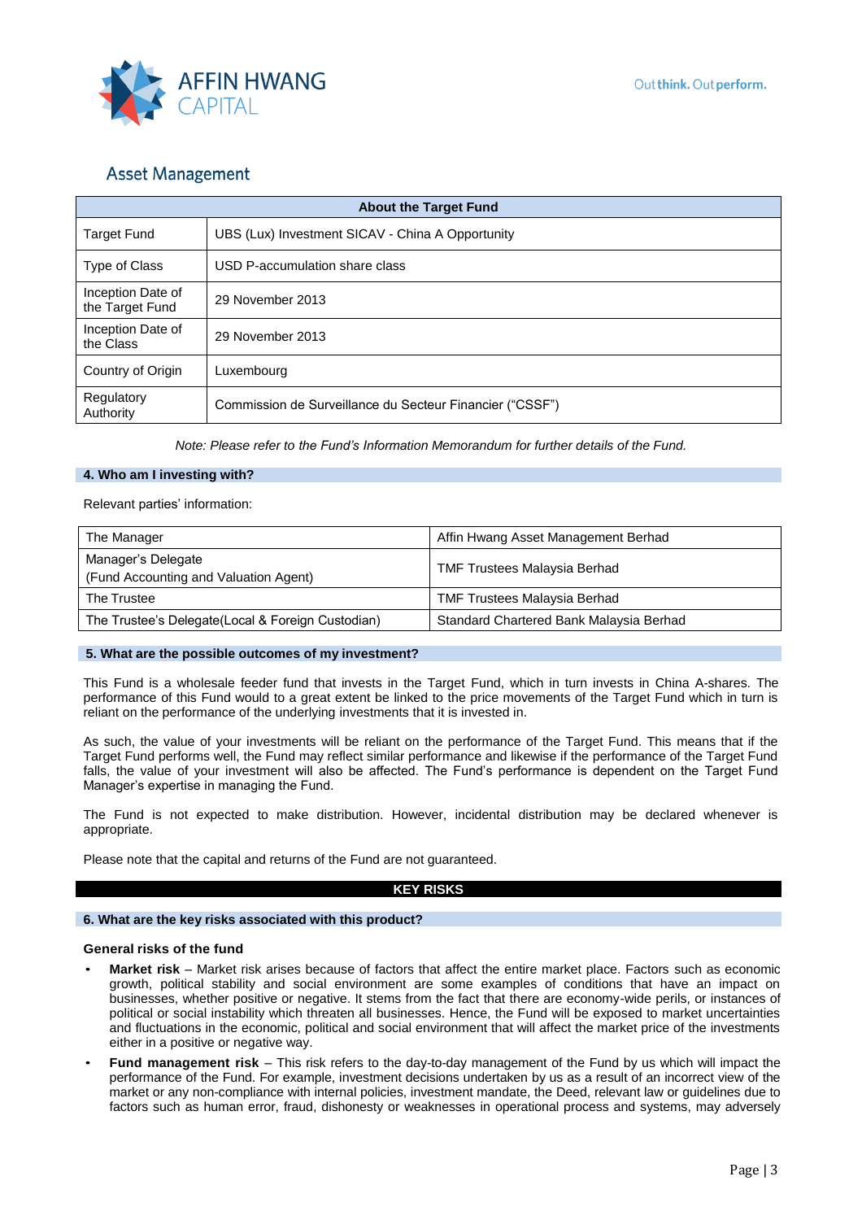## Asset Management

| About the Target Fund | |
|---|---|
| Target Fund | UBS (Lux) Investment SICAV - China A Opportunity |
| Type of Class | USD P-accumulation share class |
| Inception Date of the Target Fund | 29 November 2013 |
| Inception Date of the Class | 29 November 2013 |
| Country of Origin | Luxembourg |
| Regulatory Authority | Commission de Surveillance du Secteur Financier ("CSSF") |

*Note: Please refer to the Fund's Information Memorandum for further details of the Fund.*

### 4. Who am I investing with?

Relevant parties' information:

| | |
|---|---|
| The Manager | Affin Hwang Asset Management Berhad |
| Manager's Delegate (Fund Accounting and Valuation Agent) | TMF Trustees Malaysia Berhad |
| The Trustee | TMF Trustees Malaysia Berhad |
| The Trustee's Delegate(Local & Foreign Custodian) | Standard Chartered Bank Malaysia Berhad |

### 5. What are the possible outcomes of my investment?

This Fund is a wholesale feeder fund that invests in the Target Fund, which in turn invests in China A-shares. The performance of this Fund would to a great extent be linked to the price movements of the Target Fund which in turn is reliant on the performance of the underlying investments that it is invested in.

As such, the value of your investments will be reliant on the performance of the Target Fund. This means that if the Target Fund performs well, the Fund may reflect similar performance and likewise if the performance of the Target Fund falls, the value of your investment will also be affected. The Fund's performance is dependent on the Target Fund Manager's expertise in managing the Fund.

The Fund is not expected to make distribution. However, incidental distribution may be declared whenever is appropriate.

Please note that the capital and returns of the Fund are not guaranteed.

## KEY RISKS

### 6. What are the key risks associated with this product?

**General risks of the fund**

- **Market risk** – Market risk arises because of factors that affect the entire market place. Factors such as economic growth, political stability and social environment are some examples of conditions that have an impact on businesses, whether positive or negative. It stems from the fact that there are economy-wide perils, or instances of political or social instability which threaten all businesses. Hence, the Fund will be exposed to market uncertainties and fluctuations in the economic, political and social environment that will affect the market price of the investments either in a positive or negative way.
- **Fund management risk** – This risk refers to the day-to-day management of the Fund by us which will impact the performance of the Fund. For example, investment decisions undertaken by us as a result of an incorrect view of the market or any non-compliance with internal policies, investment mandate, the Deed, relevant law or guidelines due to factors such as human error, fraud, dishonesty or weaknesses in operational process and systems, may adversely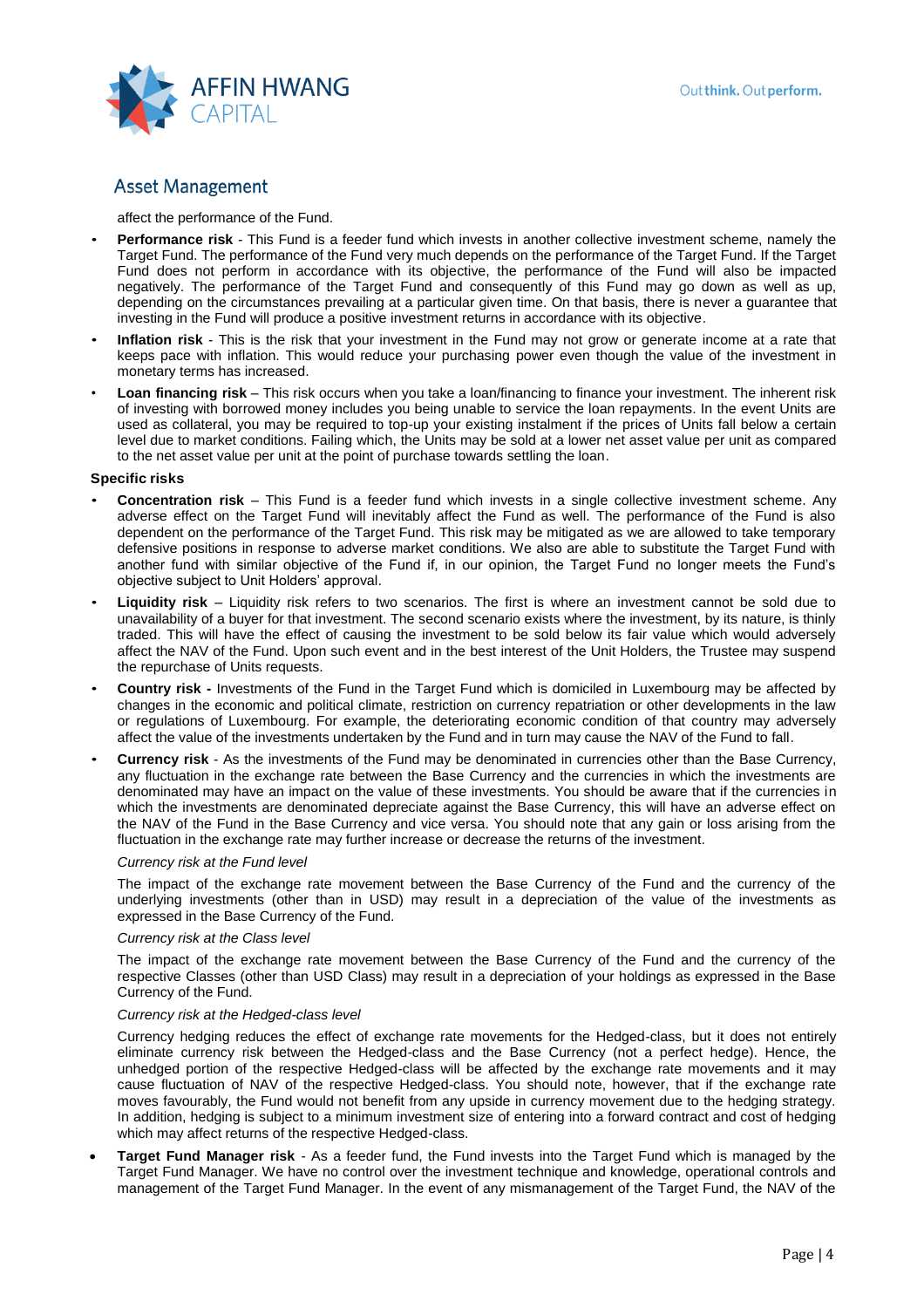affect the performance of the Fund.

- **Performance risk** - This Fund is a feeder fund which invests in another collective investment scheme, namely the Target Fund. The performance of the Fund very much depends on the performance of the Target Fund. If the Target Fund does not perform in accordance with its objective, the performance of the Fund will also be impacted negatively. The performance of the Target Fund and consequently of this Fund may go down as well as up, depending on the circumstances prevailing at a particular given time. On that basis, there is never a guarantee that investing in the Fund will produce a positive investment returns in accordance with its objective.
- **Inflation risk** - This is the risk that your investment in the Fund may not grow or generate income at a rate that keeps pace with inflation. This would reduce your purchasing power even though the value of the investment in monetary terms has increased.
- **Loan financing risk** – This risk occurs when you take a loan/financing to finance your investment. The inherent risk of investing with borrowed money includes you being unable to service the loan repayments. In the event Units are used as collateral, you may be required to top-up your existing instalment if the prices of Units fall below a certain level due to market conditions. Failing which, the Units may be sold at a lower net asset value per unit as compared to the net asset value per unit at the point of purchase towards settling the loan.

**Specific risks**

- **Concentration risk** – This Fund is a feeder fund which invests in a single collective investment scheme. Any adverse effect on the Target Fund will inevitably affect the Fund as well. The performance of the Fund is also dependent on the performance of the Target Fund. This risk may be mitigated as we are allowed to take temporary defensive positions in response to adverse market conditions. We also are able to substitute the Target Fund with another fund with similar objective of the Fund if, in our opinion, the Target Fund no longer meets the Fund's objective subject to Unit Holders' approval.
- **Liquidity risk** – Liquidity risk refers to two scenarios. The first is where an investment cannot be sold due to unavailability of a buyer for that investment. The second scenario exists where the investment, by its nature, is thinly traded. This will have the effect of causing the investment to be sold below its fair value which would adversely affect the NAV of the Fund. Upon such event and in the best interest of the Unit Holders, the Trustee may suspend the repurchase of Units requests.
- **Country risk -** Investments of the Fund in the Target Fund which is domiciled in Luxembourg may be affected by changes in the economic and political climate, restriction on currency repatriation or other developments in the law or regulations of Luxembourg. For example, the deteriorating economic condition of that country may adversely affect the value of the investments undertaken by the Fund and in turn may cause the NAV of the Fund to fall.
- **Currency risk** - As the investments of the Fund may be denominated in currencies other than the Base Currency, any fluctuation in the exchange rate between the Base Currency and the currencies in which the investments are denominated may have an impact on the value of these investments. You should be aware that if the currencies in which the investments are denominated depreciate against the Base Currency, this will have an adverse effect on the NAV of the Fund in the Base Currency and vice versa. You should note that any gain or loss arising from the fluctuation in the exchange rate may further increase or decrease the returns of the investment.

  *Currency risk at the Fund level*

  The impact of the exchange rate movement between the Base Currency of the Fund and the currency of the underlying investments (other than in USD) may result in a depreciation of the value of the investments as expressed in the Base Currency of the Fund.

  *Currency risk at the Class level*

  The impact of the exchange rate movement between the Base Currency of the Fund and the currency of the respective Classes (other than USD Class) may result in a depreciation of your holdings as expressed in the Base Currency of the Fund.

  *Currency risk at the Hedged-class level*

  Currency hedging reduces the effect of exchange rate movements for the Hedged-class, but it does not entirely eliminate currency risk between the Hedged-class and the Base Currency (not a perfect hedge). Hence, the unhedged portion of the respective Hedged-class will be affected by the exchange rate movements and it may cause fluctuation of NAV of the respective Hedged-class. You should note, however, that if the exchange rate moves favourably, the Fund would not benefit from any upside in currency movement due to the hedging strategy. In addition, hedging is subject to a minimum investment size of entering into a forward contract and cost of hedging which may affect returns of the respective Hedged-class.

- **Target Fund Manager risk** - As a feeder fund, the Fund invests into the Target Fund which is managed by the Target Fund Manager. We have no control over the investment technique and knowledge, operational controls and management of the Target Fund Manager. In the event of any mismanagement of the Target Fund, the NAV of the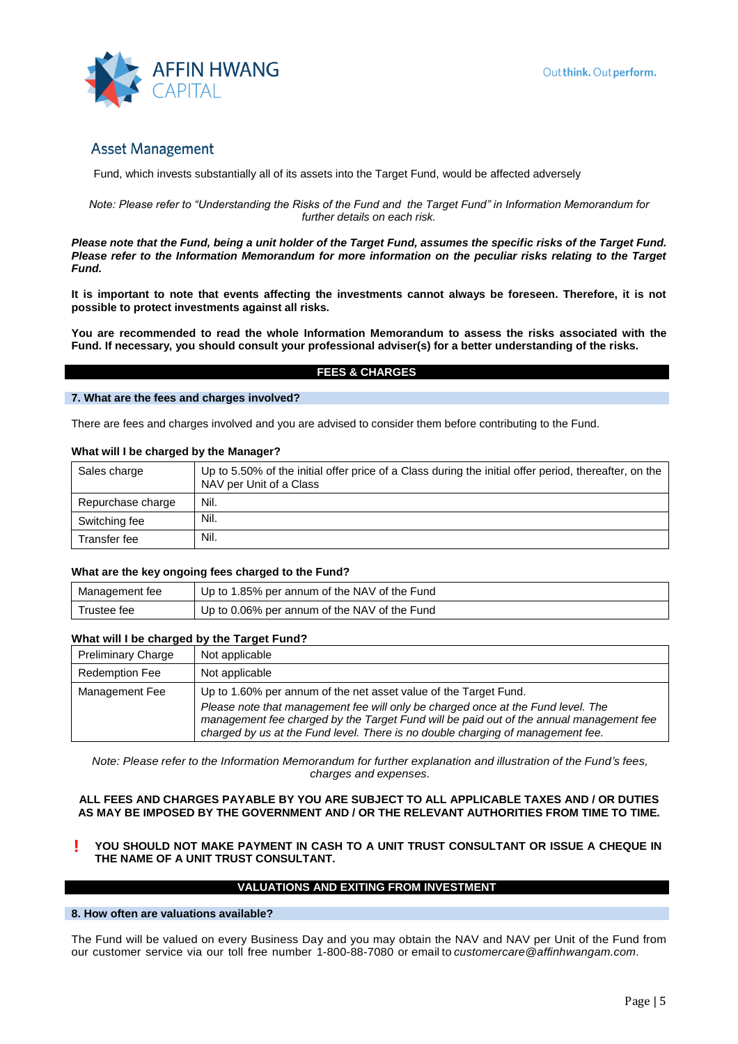Fund, which invests substantially all of its assets into the Target Fund, would be affected adversely

*Note: Please refer to "Understanding the Risks of the Fund and the Target Fund" in Information Memorandum for further details on each risk.*

***Please note that the Fund, being a unit holder of the Target Fund, assumes the specific risks of the Target Fund. Please refer to the Information Memorandum for more information on the peculiar risks relating to the Target Fund.***

**It is important to note that events affecting the investments cannot always be foreseen. Therefore, it is not possible to protect investments against all risks.**

**You are recommended to read the whole Information Memorandum to assess the risks associated with the Fund. If necessary, you should consult your professional adviser(s) for a better understanding of the risks.**

## FEES & CHARGES

### 7. What are the fees and charges involved?

There are fees and charges involved and you are advised to consider them before contributing to the Fund.

**What will I be charged by the Manager?**

| | |
|---|---|
| Sales charge | Up to 5.50% of the initial offer price of a Class during the initial offer period, thereafter, on the NAV per Unit of a Class |
| Repurchase charge | Nil. |
| Switching fee | Nil. |
| Transfer fee | Nil. |

**What are the key ongoing fees charged to the Fund?**

| | |
|---|---|
| Management fee | Up to 1.85% per annum of the NAV of the Fund |
| Trustee fee | Up to 0.06% per annum of the NAV of the Fund |

**What will I be charged by the Target Fund?**

| | |
|---|---|
| Preliminary Charge | Not applicable |
| Redemption Fee | Not applicable |
| Management Fee | Up to 1.60% per annum of the net asset value of the Target Fund. *Please note that management fee will only be charged once at the Fund level. The management fee charged by the Target Fund will be paid out of the annual management fee charged by us at the Fund level. There is no double charging of management fee.* |

*Note: Please refer to the Information Memorandum for further explanation and illustration of the Fund's fees, charges and expenses.*

**ALL FEES AND CHARGES PAYABLE BY YOU ARE SUBJECT TO ALL APPLICABLE TAXES AND / OR DUTIES AS MAY BE IMPOSED BY THE GOVERNMENT AND / OR THE RELEVANT AUTHORITIES FROM TIME TO TIME.**

**! YOU SHOULD NOT MAKE PAYMENT IN CASH TO A UNIT TRUST CONSULTANT OR ISSUE A CHEQUE IN THE NAME OF A UNIT TRUST CONSULTANT.**

## VALUATIONS AND EXITING FROM INVESTMENT

### 8. How often are valuations available?

The Fund will be valued on every Business Day and you may obtain the NAV and NAV per Unit of the Fund from our customer service via our toll free number 1-800-88-7080 or email to *customercare@affinhwangam.com*.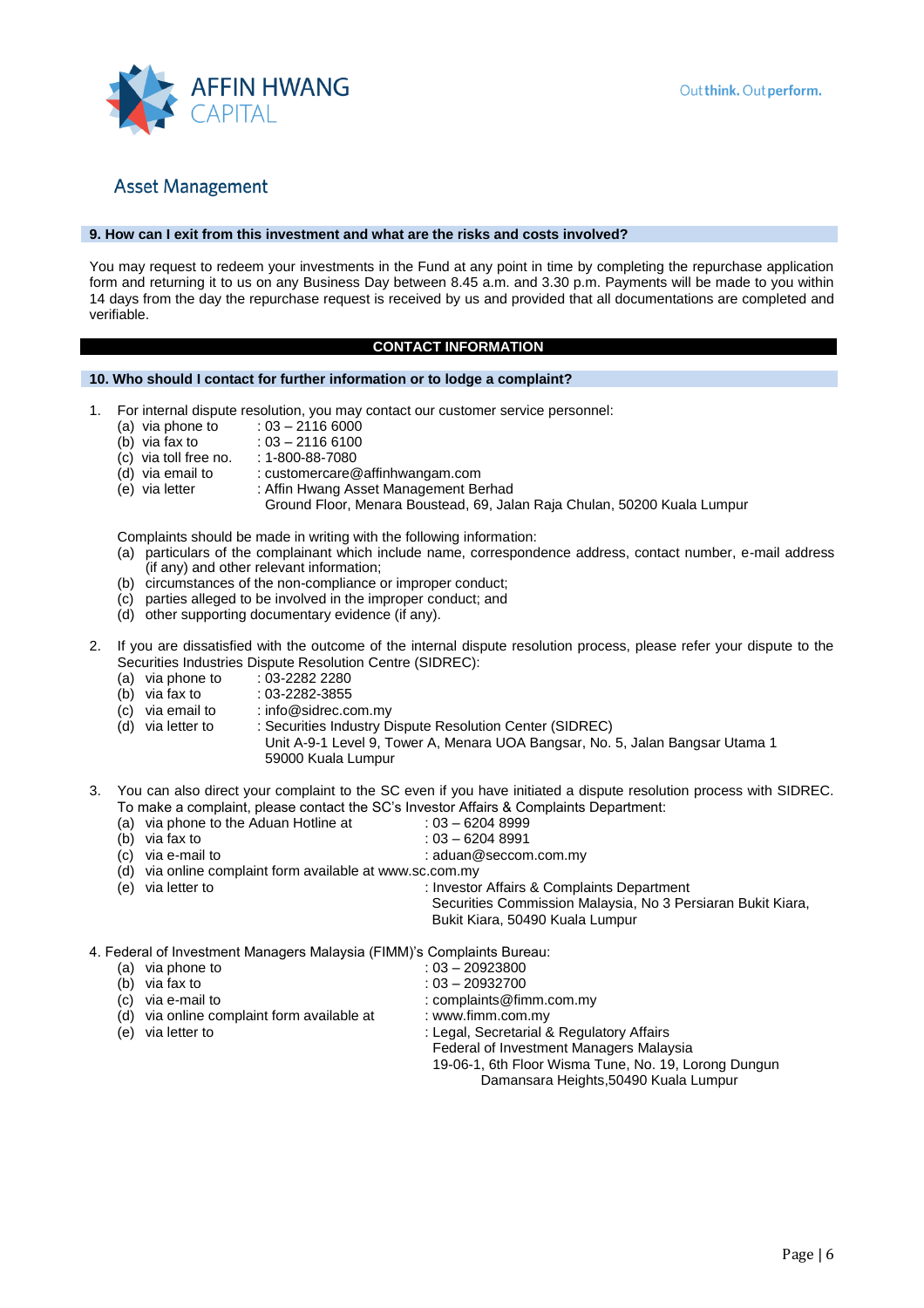### 9. How can I exit from this investment and what are the risks and costs involved?

You may request to redeem your investments in the Fund at any point in time by completing the repurchase application form and returning it to us on any Business Day between 8.45 a.m. and 3.30 p.m. Payments will be made to you within 14 days from the day the repurchase request is received by us and provided that all documentations are completed and verifiable.

## CONTACT INFORMATION

### 10. Who should I contact for further information or to lodge a complaint?

1. For internal dispute resolution, you may contact our customer service personnel:
   - (a) via phone to : 03 – 2116 6000
   - (b) via fax to : 03 – 2116 6100
   - (c) via toll free no. : 1-800-88-7080
   - (d) via email to : customercare@affinhwangam.com
   - (e) via letter : Affin Hwang Asset Management Berhad
     Ground Floor, Menara Boustead, 69, Jalan Raja Chulan, 50200 Kuala Lumpur

   Complaints should be made in writing with the following information:
   - (a) particulars of the complainant which include name, correspondence address, contact number, e-mail address (if any) and other relevant information;
   - (b) circumstances of the non-compliance or improper conduct;
   - (c) parties alleged to be involved in the improper conduct; and
   - (d) other supporting documentary evidence (if any).

2. If you are dissatisfied with the outcome of the internal dispute resolution process, please refer your dispute to the Securities Industries Dispute Resolution Centre (SIDREC):
   - (a) via phone to : 03-2282 2280
   - (b) via fax to : 03-2282-3855
   - (c) via email to : info@sidrec.com.my
   - (d) via letter to : Securities Industry Dispute Resolution Center (SIDREC)
     Unit A-9-1 Level 9, Tower A, Menara UOA Bangsar, No. 5, Jalan Bangsar Utama 1
     59000 Kuala Lumpur

3. You can also direct your complaint to the SC even if you have initiated a dispute resolution process with SIDREC. To make a complaint, please contact the SC's Investor Affairs & Complaints Department:
   - (a) via phone to the Aduan Hotline at : 03 – 6204 8999
   - (b) via fax to : 03 – 6204 8991
   - (c) via e-mail to : aduan@seccom.com.my
   - (d) via online complaint form available at www.sc.com.my
   - (e) via letter to : Investor Affairs & Complaints Department
     Securities Commission Malaysia, No 3 Persiaran Bukit Kiara, Bukit Kiara, 50490 Kuala Lumpur

4. Federal of Investment Managers Malaysia (FIMM)'s Complaints Bureau:
   - (a) via phone to : 03 – 20923800
   - (b) via fax to : 03 – 20932700
   - (c) via e-mail to : complaints@fimm.com.my
   - (d) via online complaint form available at : www.fimm.com.my
   - (e) via letter to : Legal, Secretarial & Regulatory Affairs
     Federal of Investment Managers Malaysia
     19-06-1, 6th Floor Wisma Tune, No. 19, Lorong Dungun
     Damansara Heights,50490 Kuala Lumpur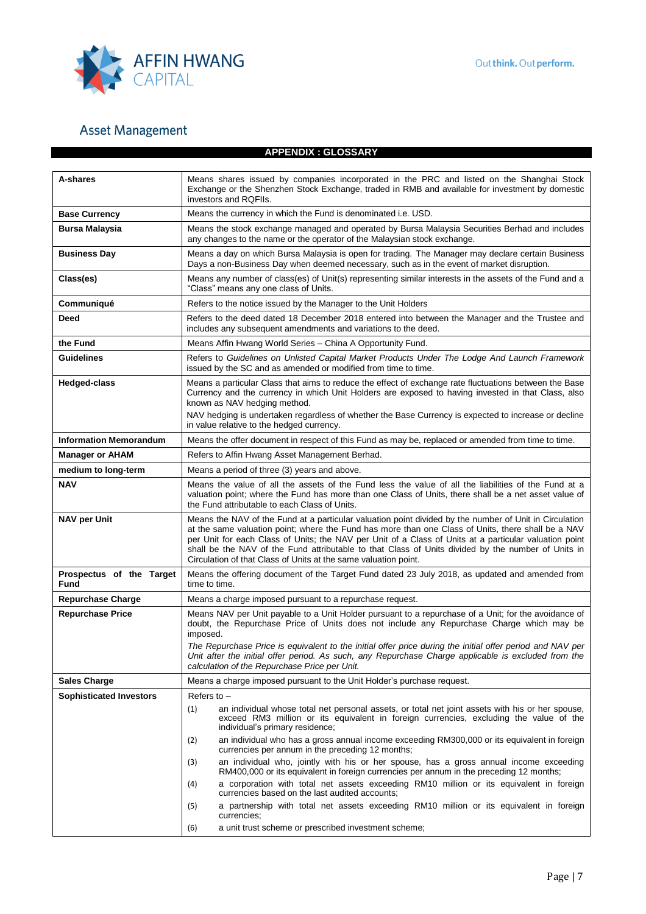## Asset Management

**APPENDIX : GLOSSARY**

| | |
|---|---|
| **A-shares** | Means shares issued by companies incorporated in the PRC and listed on the Shanghai Stock Exchange or the Shenzhen Stock Exchange, traded in RMB and available for investment by domestic investors and RQFIIs. |
| **Base Currency** | Means the currency in which the Fund is denominated i.e. USD. |
| **Bursa Malaysia** | Means the stock exchange managed and operated by Bursa Malaysia Securities Berhad and includes any changes to the name or the operator of the Malaysian stock exchange. |
| **Business Day** | Means a day on which Bursa Malaysia is open for trading. The Manager may declare certain Business Days a non-Business Day when deemed necessary, such as in the event of market disruption. |
| **Class(es)** | Means any number of class(es) of Unit(s) representing similar interests in the assets of the Fund and a "Class" means any one class of Units. |
| **Communiqué** | Refers to the notice issued by the Manager to the Unit Holders |
| **Deed** | Refers to the deed dated 18 December 2018 entered into between the Manager and the Trustee and includes any subsequent amendments and variations to the deed. |
| **the Fund** | Means Affin Hwang World Series – China A Opportunity Fund. |
| **Guidelines** | Refers to *Guidelines on Unlisted Capital Market Products Under The Lodge And Launch Framework* issued by the SC and as amended or modified from time to time. |
| **Hedged-class** | Means a particular Class that aims to reduce the effect of exchange rate fluctuations between the Base Currency and the currency in which Unit Holders are exposed to having invested in that Class, also known as NAV hedging method.<br>NAV hedging is undertaken regardless of whether the Base Currency is expected to increase or decline in value relative to the hedged currency. |
| **Information Memorandum** | Means the offer document in respect of this Fund as may be, replaced or amended from time to time. |
| **Manager or AHAM** | Refers to Affin Hwang Asset Management Berhad. |
| **medium to long-term** | Means a period of three (3) years and above. |
| **NAV** | Means the value of all the assets of the Fund less the value of all the liabilities of the Fund at a valuation point; where the Fund has more than one Class of Units, there shall be a net asset value of the Fund attributable to each Class of Units. |
| **NAV per Unit** | Means the NAV of the Fund at a particular valuation point divided by the number of Unit in Circulation at the same valuation point; where the Fund has more than one Class of Units, there shall be a NAV per Unit for each Class of Units; the NAV per Unit of a Class of Units at a particular valuation point shall be the NAV of the Fund attributable to that Class of Units divided by the number of Units in Circulation of that Class of Units at the same valuation point. |
| **Prospectus of the Target Fund** | Means the offering document of the Target Fund dated 23 July 2018, as updated and amended from time to time. |
| **Repurchase Charge** | Means a charge imposed pursuant to a repurchase request. |
| **Repurchase Price** | Means NAV per Unit payable to a Unit Holder pursuant to a repurchase of a Unit; for the avoidance of doubt, the Repurchase Price of Units does not include any Repurchase Charge which may be imposed.<br>*The Repurchase Price is equivalent to the initial offer price during the initial offer period and NAV per Unit after the initial offer period. As such, any Repurchase Charge applicable is excluded from the calculation of the Repurchase Price per Unit.* |
| **Sales Charge** | Means a charge imposed pursuant to the Unit Holder's purchase request. |
| **Sophisticated Investors** | Refers to –<br>(1) an individual whose total net personal assets, or total net joint assets with his or her spouse, exceed RM3 million or its equivalent in foreign currencies, excluding the value of the individual's primary residence;<br>(2) an individual who has a gross annual income exceeding RM300,000 or its equivalent in foreign currencies per annum in the preceding 12 months;<br>(3) an individual who, jointly with his or her spouse, has a gross annual income exceeding RM400,000 or its equivalent in foreign currencies per annum in the preceding 12 months;<br>(4) a corporation with total net assets exceeding RM10 million or its equivalent in foreign currencies based on the last audited accounts;<br>(5) a partnership with total net assets exceeding RM10 million or its equivalent in foreign currencies;<br>(6) a unit trust scheme or prescribed investment scheme; |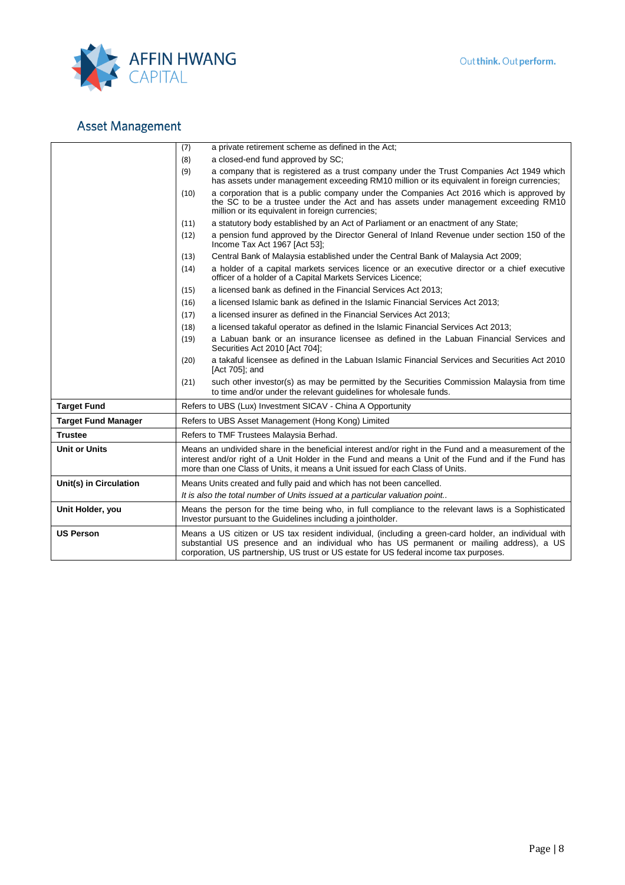## Asset Management

| | |
|---|---|
| | (7) a private retirement scheme as defined in the Act;<br>(8) a closed-end fund approved by SC;<br>(9) a company that is registered as a trust company under the Trust Companies Act 1949 which has assets under management exceeding RM10 million or its equivalent in foreign currencies;<br>(10) a corporation that is a public company under the Companies Act 2016 which is approved by the SC to be a trustee under the Act and has assets under management exceeding RM10 million or its equivalent in foreign currencies;<br>(11) a statutory body established by an Act of Parliament or an enactment of any State;<br>(12) a pension fund approved by the Director General of Inland Revenue under section 150 of the Income Tax Act 1967 [Act 53];<br>(13) Central Bank of Malaysia established under the Central Bank of Malaysia Act 2009;<br>(14) a holder of a capital markets services licence or an executive director or a chief executive officer of a holder of a Capital Markets Services Licence;<br>(15) a licensed bank as defined in the Financial Services Act 2013;<br>(16) a licensed Islamic bank as defined in the Islamic Financial Services Act 2013;<br>(17) a licensed insurer as defined in the Financial Services Act 2013;<br>(18) a licensed takaful operator as defined in the Islamic Financial Services Act 2013;<br>(19) a Labuan bank or an insurance licensee as defined in the Labuan Financial Services and Securities Act 2010 [Act 704];<br>(20) a takaful licensee as defined in the Labuan Islamic Financial Services and Securities Act 2010 [Act 705]; and<br>(21) such other investor(s) as may be permitted by the Securities Commission Malaysia from time to time and/or under the relevant guidelines for wholesale funds. |
| **Target Fund** | Refers to UBS (Lux) Investment SICAV - China A Opportunity |
| **Target Fund Manager** | Refers to UBS Asset Management (Hong Kong) Limited |
| **Trustee** | Refers to TMF Trustees Malaysia Berhad. |
| **Unit or Units** | Means an undivided share in the beneficial interest and/or right in the Fund and a measurement of the interest and/or right of a Unit Holder in the Fund and means a Unit of the Fund and if the Fund has more than one Class of Units, it means a Unit issued for each Class of Units. |
| **Unit(s) in Circulation** | Means Units created and fully paid and which has not been cancelled.<br>*It is also the total number of Units issued at a particular valuation point..* |
| **Unit Holder, you** | Means the person for the time being who, in full compliance to the relevant laws is a Sophisticated Investor pursuant to the Guidelines including a jointholder. |
| **US Person** | Means a US citizen or US tax resident individual, (including a green-card holder, an individual with substantial US presence and an individual who has US permanent or mailing address), a US corporation, US partnership, US trust or US estate for US federal income tax purposes. |